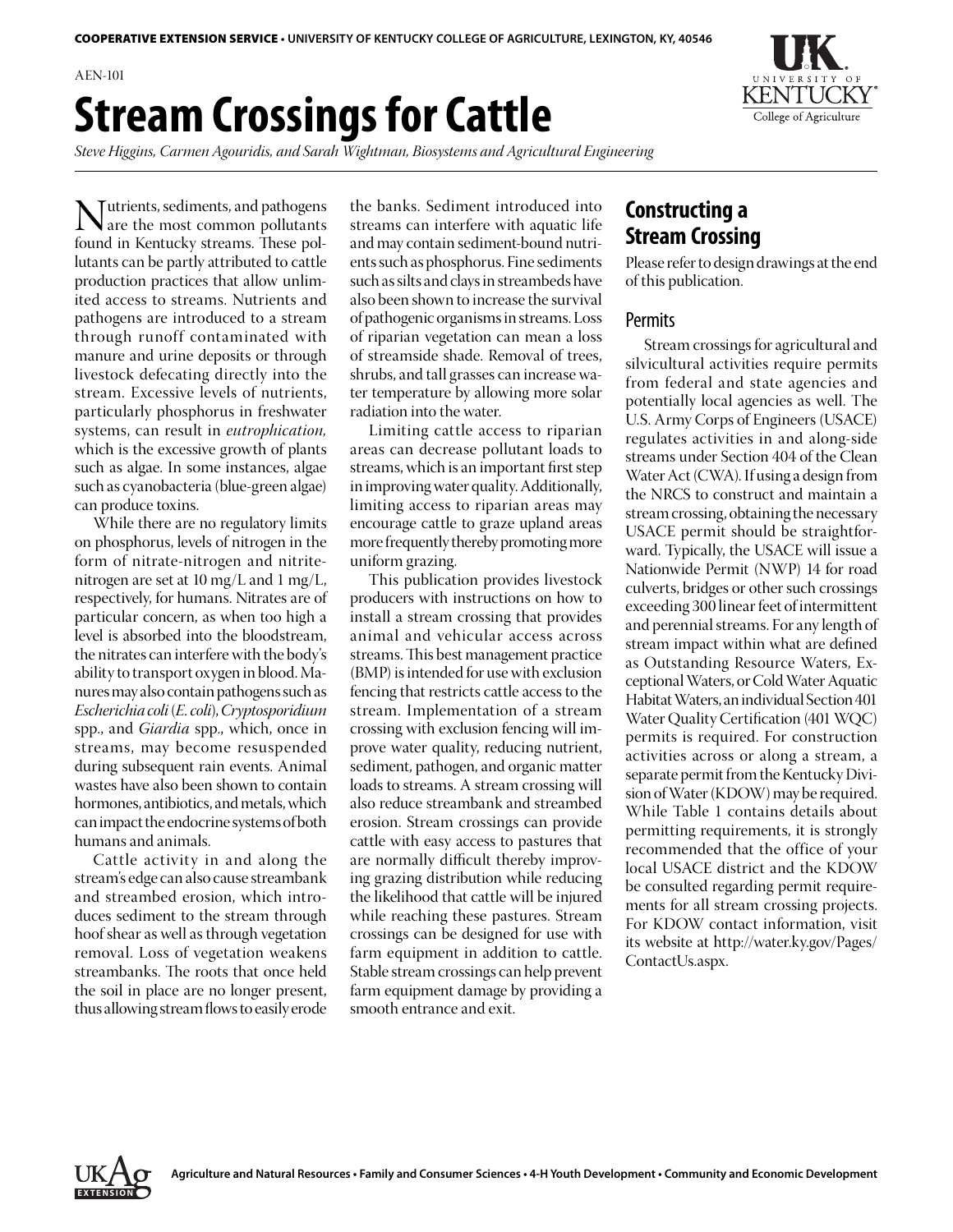COOPERATIVE EXTENSION SERVICE • UNIVERSITY OF KENTUCKY COLLEGE OF AGRICULTURE, LEXINGTON, KY, 40546

AEN-101

# Stream Crossings for Cattle

*Steve Higgins, Carmen Agouridis, and Sarah Wightman, Biosystems and Agricultural Engineering*

Nutrients, sediments, and pathogens are the most common pollutants found in Kentucky streams. These pollutants can be partly attributed to cattle production practices that allow unlimited access to streams. Nutrients and pathogens are introduced to a stream through runoff contaminated with manure and urine deposits or through livestock defecating directly into the stream. Excessive levels of nutrients, particularly phosphorus in freshwater systems, can result in *eutrophication,* which is the excessive growth of plants such as algae. In some instances, algae such as cyanobacteria (blue-green algae) can produce toxins.

While there are no regulatory limits on phosphorus, levels of nitrogen in the form of nitrate-nitrogen and nitrite-nitrogen are set at 10 mg/L and 1 mg/L, respectively, for humans. Nitrates are of particular concern, as when too high a level is absorbed into the bloodstream, the nitrates can interfere with the body's ability to transport oxygen in blood. Manures may also contain pathogens such as *Escherichia coli* (*E. coli*), *Cryptosporidium* spp., and *Giardia* spp., which, once in streams, may become resuspended during subsequent rain events. Animal wastes have also been shown to contain hormones, antibiotics, and metals, which can impact the endocrine systems of both humans and animals.

Cattle activity in and along the stream's edge can also cause streambank and streambed erosion, which introduces sediment to the stream through hoof shear as well as through vegetation removal. Loss of vegetation weakens streambanks. The roots that once held the soil in place are no longer present, thus allowing stream flows to easily erode the banks. Sediment introduced into streams can interfere with aquatic life and may contain sediment-bound nutrients such as phosphorus. Fine sediments such as silts and clays in streambeds have also been shown to increase the survival of pathogenic organisms in streams. Loss of riparian vegetation can mean a loss of streamside shade. Removal of trees, shrubs, and tall grasses can increase water temperature by allowing more solar radiation into the water.

Limiting cattle access to riparian areas can decrease pollutant loads to streams, which is an important first step in improving water quality. Additionally, limiting access to riparian areas may encourage cattle to graze upland areas more frequently thereby promoting more uniform grazing.

This publication provides livestock producers with instructions on how to install a stream crossing that provides animal and vehicular access across streams. This best management practice (BMP) is intended for use with exclusion fencing that restricts cattle access to the stream. Implementation of a stream crossing with exclusion fencing will improve water quality, reducing nutrient, sediment, pathogen, and organic matter loads to streams. A stream crossing will also reduce streambank and streambed erosion. Stream crossings can provide cattle with easy access to pastures that are normally difficult thereby improving grazing distribution while reducing the likelihood that cattle will be injured while reaching these pastures. Stream crossings can be designed for use with farm equipment in addition to cattle. Stable stream crossings can help prevent farm equipment damage by providing a smooth entrance and exit.

## Constructing a Stream Crossing

Please refer to design drawings at the end of this publication.

### Permits

Stream crossings for agricultural and silvicultural activities require permits from federal and state agencies and potentially local agencies as well. The U.S. Army Corps of Engineers (USACE) regulates activities in and along-side streams under Section 404 of the Clean Water Act (CWA). If using a design from the NRCS to construct and maintain a stream crossing, obtaining the necessary USACE permit should be straightforward. Typically, the USACE will issue a Nationwide Permit (NWP) 14 for road culverts, bridges or other such crossings exceeding 300 linear feet of intermittent and perennial streams. For any length of stream impact within what are defined as Outstanding Resource Waters, Exceptional Waters, or Cold Water Aquatic Habitat Waters, an individual Section 401 Water Quality Certification (401 WQC) permits is required. For construction activities across or along a stream, a separate permit from the Kentucky Division of Water (KDOW) may be required. While Table 1 contains details about permitting requirements, it is strongly recommended that the office of your local USACE district and the KDOW be consulted regarding permit requirements for all stream crossing projects. For KDOW contact information, visit its website at http://water.ky.gov/Pages/ContactUs.aspx.

Agriculture and Natural Resources • Family and Consumer Sciences • 4-H Youth Development • Community and Economic Development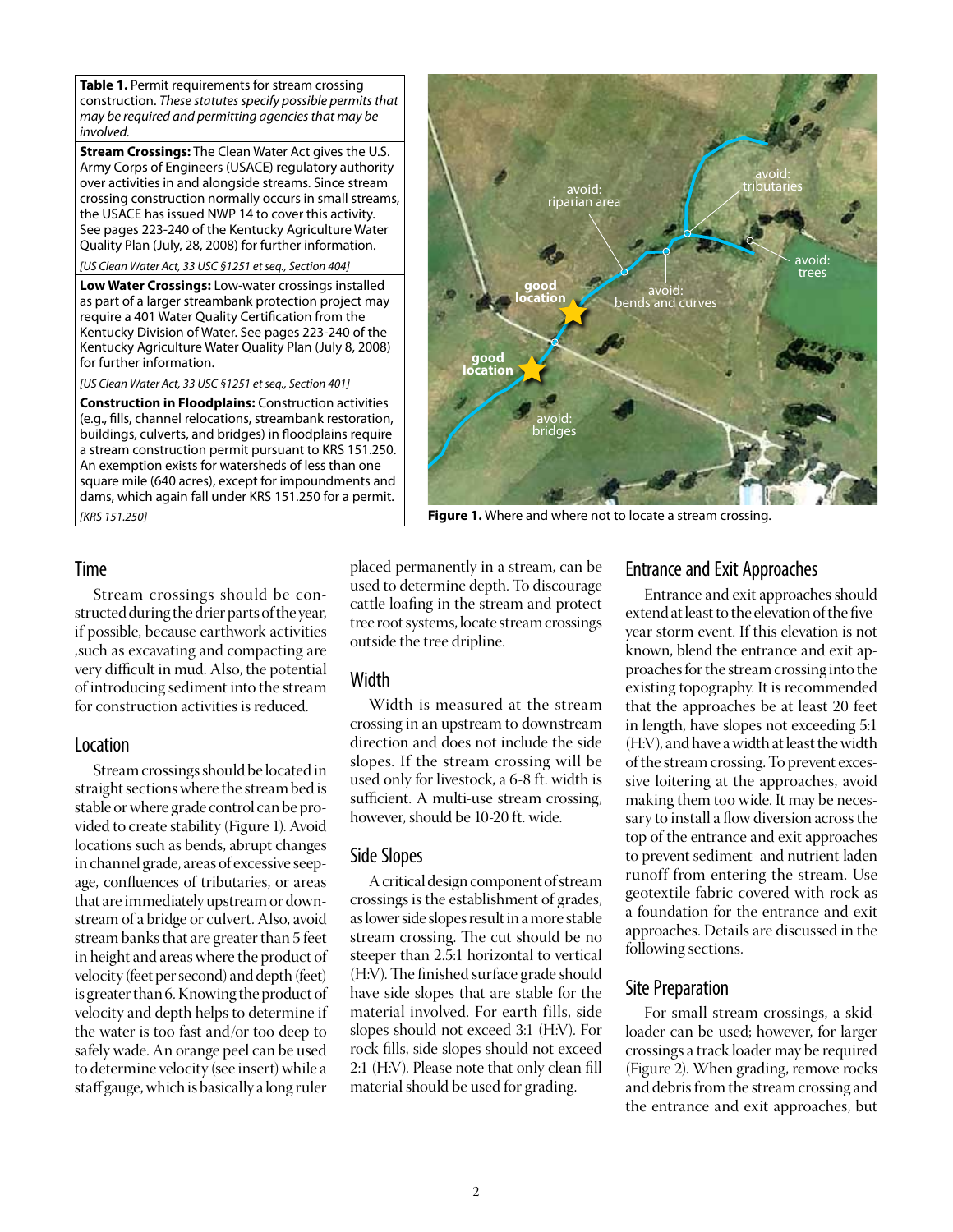**Table 1.** Permit requirements for stream crossing construction. *These statutes specify possible permits that may be required and permitting agencies that may be involved.*

| |
|---|
| **Stream Crossings:** The Clean Water Act gives the U.S. Army Corps of Engineers (USACE) regulatory authority over activities in and alongside streams. Since stream crossing construction normally occurs in small streams, the USACE has issued NWP 14 to cover this activity. See pages 223-240 of the Kentucky Agriculture Water Quality Plan (July, 28, 2008) for further information. |
| *[US Clean Water Act, 33 USC §1251 et seq., Section 404]* |
| **Low Water Crossings:** Low-water crossings installed as part of a larger streambank protection project may require a 401 Water Quality Certification from the Kentucky Division of Water. See pages 223-240 of the Kentucky Agriculture Water Quality Plan (July 8, 2008) for further information. |
| *[US Clean Water Act, 33 USC §1251 et seq., Section 401]* |
| **Construction in Floodplains:** Construction activities (e.g., fills, channel relocations, streambank restoration, buildings, culverts, and bridges) in floodplains require a stream construction permit pursuant to KRS 151.250. An exemption exists for watersheds of less than one square mile (640 acres), except for impoundments and dams, which again fall under KRS 151.250 for a permit. |
| *[KRS 151.250]* |

**Figure 1.** Where and where not to locate a stream crossing.

## Time

Stream crossings should be constructed during the drier parts of the year, if possible, because earthwork activities ,such as excavating and compacting are very difficult in mud. Also, the potential of introducing sediment into the stream for construction activities is reduced.

## Location

Stream crossings should be located in straight sections where the stream bed is stable or where grade control can be provided to create stability (Figure 1). Avoid locations such as bends, abrupt changes in channel grade, areas of excessive seepage, confluences of tributaries, or areas that are immediately upstream or downstream of a bridge or culvert. Also, avoid stream banks that are greater than 5 feet in height and areas where the product of velocity (feet per second) and depth (feet) is greater than 6. Knowing the product of velocity and depth helps to determine if the water is too fast and/or too deep to safely wade. An orange peel can be used to determine velocity (see insert) while a staff gauge, which is basically a long ruler placed permanently in a stream, can be used to determine depth. To discourage cattle loafing in the stream and protect tree root systems, locate stream crossings outside the tree dripline.

## Width

Width is measured at the stream crossing in an upstream to downstream direction and does not include the side slopes. If the stream crossing will be used only for livestock, a 6-8 ft. width is sufficient. A multi-use stream crossing, however, should be 10-20 ft. wide.

## Side Slopes

A critical design component of stream crossings is the establishment of grades, as lower side slopes result in a more stable stream crossing. The cut should be no steeper than 2.5:1 horizontal to vertical (H:V). The finished surface grade should have side slopes that are stable for the material involved. For earth fills, side slopes should not exceed 3:1 (H:V). For rock fills, side slopes should not exceed 2:1 (H:V). Please note that only clean fill material should be used for grading.

## Entrance and Exit Approaches

Entrance and exit approaches should extend at least to the elevation of the five-year storm event. If this elevation is not known, blend the entrance and exit approaches for the stream crossing into the existing topography. It is recommended that the approaches be at least 20 feet in length, have slopes not exceeding 5:1 (H:V), and have a width at least the width of the stream crossing. To prevent excessive loitering at the approaches, avoid making them too wide. It may be necessary to install a flow diversion across the top of the entrance and exit approaches to prevent sediment- and nutrient-laden runoff from entering the stream. Use geotextile fabric covered with rock as a foundation for the entrance and exit approaches. Details are discussed in the following sections.

## Site Preparation

For small stream crossings, a skid-loader can be used; however, for larger crossings a track loader may be required (Figure 2). When grading, remove rocks and debris from the stream crossing and the entrance and exit approaches, but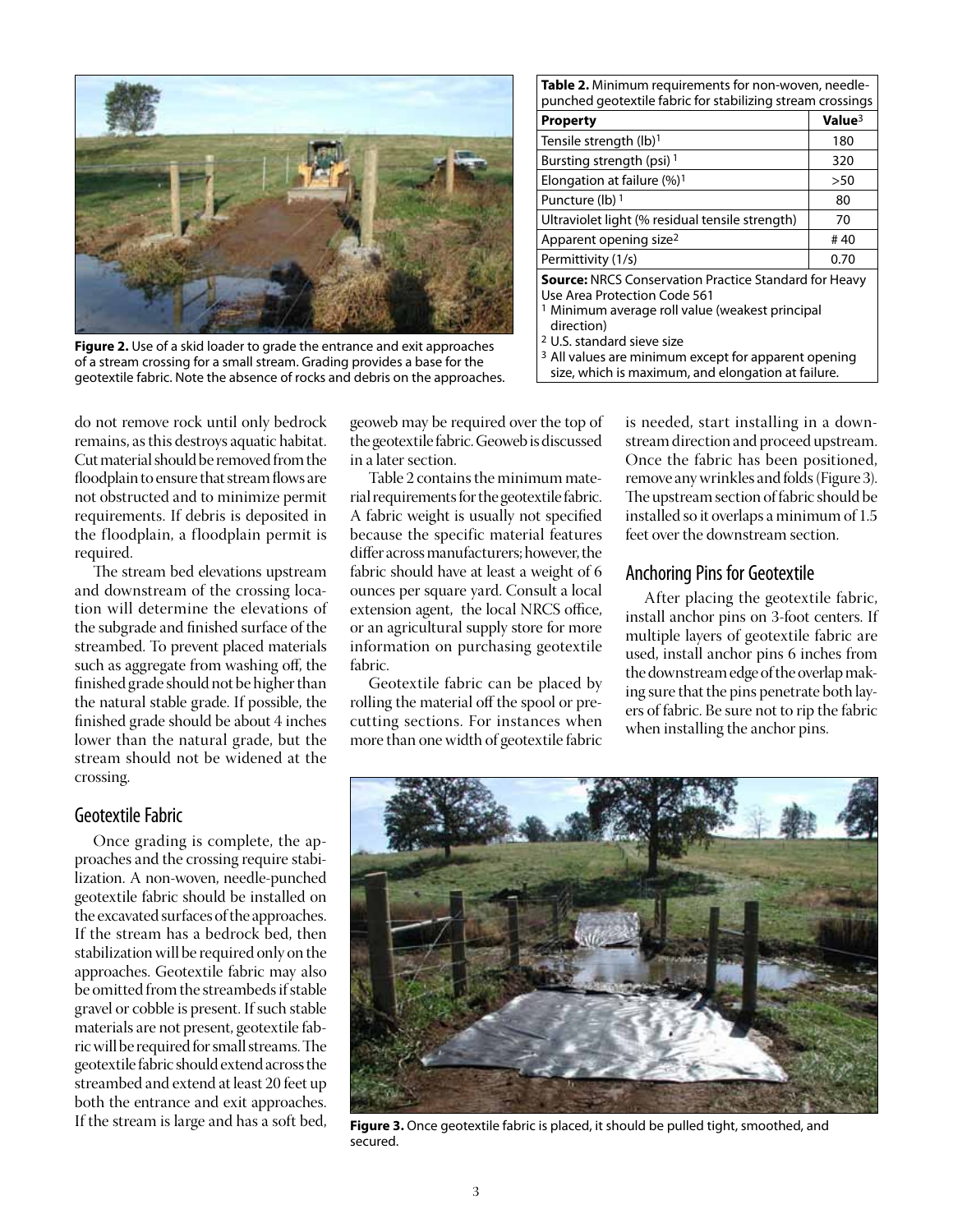Figure 2. Use of a skid loader to grade the entrance and exit approaches of a stream crossing for a small stream. Grading provides a base for the geotextile fabric. Note the absence of rocks and debris on the approaches.

**Table 2.** Minimum requirements for non-woven, needle-punched geotextile fabric for stabilizing stream crossings

| Property | Value[3] |
|---|---|
| Tensile strength (lb)[1] | 180 |
| Bursting strength (psi)[1] | 320 |
| Elongation at failure (%)[1] | >50 |
| Puncture (lb)[1] | 80 |
| Ultraviolet light (% residual tensile strength) | 70 |
| Apparent opening size[2] | # 40 |
| Permittivity (1/s) | 0.70 |

**Source:** NRCS Conservation Practice Standard for Heavy Use Area Protection Code 561

[1] Minimum average roll value (weakest principal direction)

[2] U.S. standard sieve size

[3] All values are minimum except for apparent opening size, which is maximum, and elongation at failure.

do not remove rock until only bedrock remains, as this destroys aquatic habitat. Cut material should be removed from the floodplain to ensure that stream flows are not obstructed and to minimize permit requirements. If debris is deposited in the floodplain, a floodplain permit is required.

The stream bed elevations upstream and downstream of the crossing location will determine the elevations of the subgrade and finished surface of the streambed. To prevent placed materials such as aggregate from washing off, the finished grade should not be higher than the natural stable grade. If possible, the finished grade should be about 4 inches lower than the natural grade, but the stream should not be widened at the crossing.

## Geotextile Fabric

Once grading is complete, the approaches and the crossing require stabilization. A non-woven, needle-punched geotextile fabric should be installed on the excavated surfaces of the approaches. If the stream has a bedrock bed, then stabilization will be required only on the approaches. Geotextile fabric may also be omitted from the streambeds if stable gravel or cobble is present. If such stable materials are not present, geotextile fabric will be required for small streams. The geotextile fabric should extend across the streambed and extend at least 20 feet up both the entrance and exit approaches. If the stream is large and has a soft bed, geoweb may be required over the top of the geotextile fabric. Geoweb is discussed in a later section.

Table 2 contains the minimum material requirements for the geotextile fabric. A fabric weight is usually not specified because the specific material features differ across manufacturers; however, the fabric should have at least a weight of 6 ounces per square yard. Consult a local extension agent, the local NRCS office, or an agricultural supply store for more information on purchasing geotextile fabric.

Geotextile fabric can be placed by rolling the material off the spool or precutting sections. For instances when more than one width of geotextile fabric is needed, start installing in a downstream direction and proceed upstream. Once the fabric has been positioned, remove any wrinkles and folds (Figure 3). The upstream section of fabric should be installed so it overlaps a minimum of 1.5 feet over the downstream section.

## Anchoring Pins for Geotextile

After placing the geotextile fabric, install anchor pins on 3-foot centers. If multiple layers of geotextile fabric are used, install anchor pins 6 inches from the downstream edge of the overlap making sure that the pins penetrate both layers of fabric. Be sure not to rip the fabric when installing the anchor pins.

Figure 3. Once geotextile fabric is placed, it should be pulled tight, smoothed, and secured.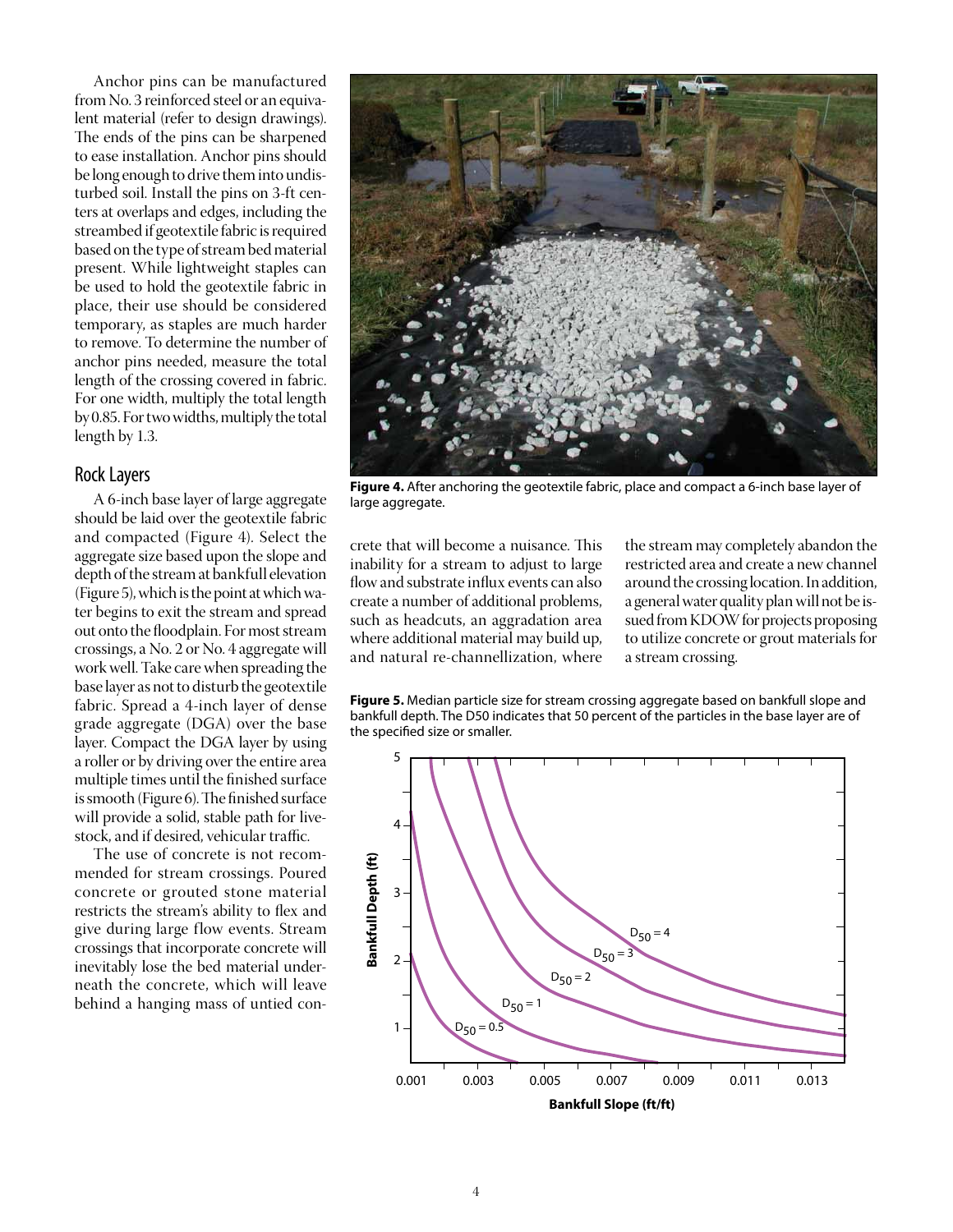Anchor pins can be manufactured from No. 3 reinforced steel or an equivalent material (refer to design drawings). The ends of the pins can be sharpened to ease installation. Anchor pins should be long enough to drive them into undisturbed soil. Install the pins on 3-ft centers at overlaps and edges, including the streambed if geotextile fabric is required based on the type of stream bed material present. While lightweight staples can be used to hold the geotextile fabric in place, their use should be considered temporary, as staples are much harder to remove. To determine the number of anchor pins needed, measure the total length of the crossing covered in fabric. For one width, multiply the total length by 0.85. For two widths, multiply the total length by 1.3.

## Rock Layers

A 6-inch base layer of large aggregate should be laid over the geotextile fabric and compacted (Figure 4). Select the aggregate size based upon the slope and depth of the stream at bankfull elevation (Figure 5), which is the point at which water begins to exit the stream and spread out onto the floodplain. For most stream crossings, a No. 2 or No. 4 aggregate will work well. Take care when spreading the base layer as not to disturb the geotextile fabric. Spread a 4-inch layer of dense grade aggregate (DGA) over the base layer. Compact the DGA layer by using a roller or by driving over the entire area multiple times until the finished surface is smooth (Figure 6). The finished surface will provide a solid, stable path for livestock, and if desired, vehicular traffic.

**Figure 4.** After anchoring the geotextile fabric, place and compact a 6-inch base layer of large aggregate.

The use of concrete is not recommended for stream crossings. Poured concrete or grouted stone material restricts the stream's ability to flex and give during large flow events. Stream crossings that incorporate concrete will inevitably lose the bed material underneath the concrete, which will leave behind a hanging mass of untied concrete that will become a nuisance. This inability for a stream to adjust to large flow and substrate influx events can also create a number of additional problems, such as headcuts, an aggradation area where additional material may build up, and natural re-channellization, where the stream may completely abandon the restricted area and create a new channel around the crossing location. In addition, a general water quality plan will not be issued from KDOW for projects proposing to utilize concrete or grout materials for a stream crossing.

**Figure 5.** Median particle size for stream crossing aggregate based on bankfull slope and bankfull depth. The D50 indicates that 50 percent of the particles in the base layer are of the specified size or smaller.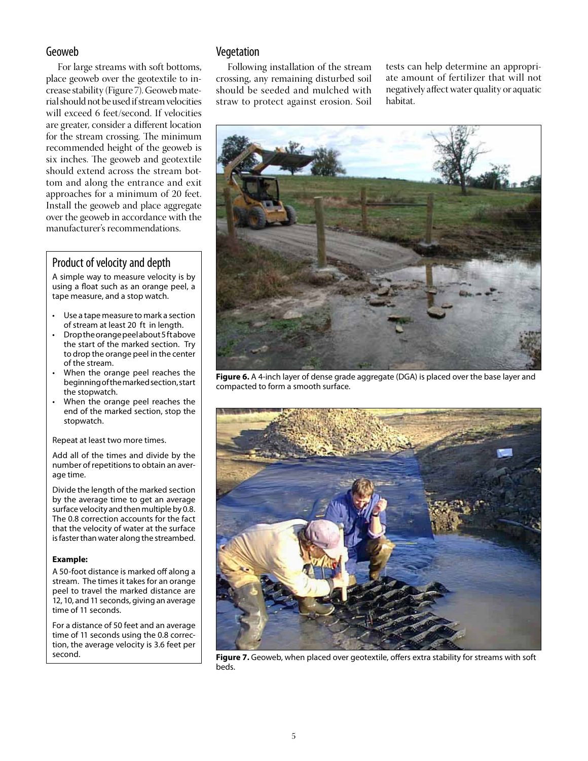## Geoweb

For large streams with soft bottoms, place geoweb over the geotextile to increase stability (Figure 7). Geoweb material should not be used if stream velocities will exceed 6 feet/second. If velocities are greater, consider a different location for the stream crossing. The minimum recommended height of the geoweb is six inches. The geoweb and geotextile should extend across the stream bottom and along the entrance and exit approaches for a minimum of 20 feet. Install the geoweb and place aggregate over the geoweb in accordance with the manufacturer's recommendations.

### Product of velocity and depth

A simple way to measure velocity is by using a float such as an orange peel, a tape measure, and a stop watch.

- Use a tape measure to mark a section of stream at least 20 ft in length.
- Drop the orange peel about 5 ft above the start of the marked section. Try to drop the orange peel in the center of the stream.
- When the orange peel reaches the beginning of the marked section, start the stopwatch.
- When the orange peel reaches the end of the marked section, stop the stopwatch.

Repeat at least two more times.

Add all of the times and divide by the number of repetitions to obtain an average time.

Divide the length of the marked section by the average time to get an average surface velocity and then multiple by 0.8. The 0.8 correction accounts for the fact that the velocity of water at the surface is faster than water along the streambed.

**Example:**

A 50-foot distance is marked off along a stream. The times it takes for an orange peel to travel the marked distance are 12, 10, and 11 seconds, giving an average time of 11 seconds.

For a distance of 50 feet and an average time of 11 seconds using the 0.8 correction, the average velocity is 3.6 feet per second.

## Vegetation

Following installation of the stream crossing, any remaining disturbed soil should be seeded and mulched with straw to protect against erosion. Soil tests can help determine an appropriate amount of fertilizer that will not negatively affect water quality or aquatic habitat.

**Figure 6.** A 4-inch layer of dense grade aggregate (DGA) is placed over the base layer and compacted to form a smooth surface.

**Figure 7.** Geoweb, when placed over geotextile, offers extra stability for streams with soft beds.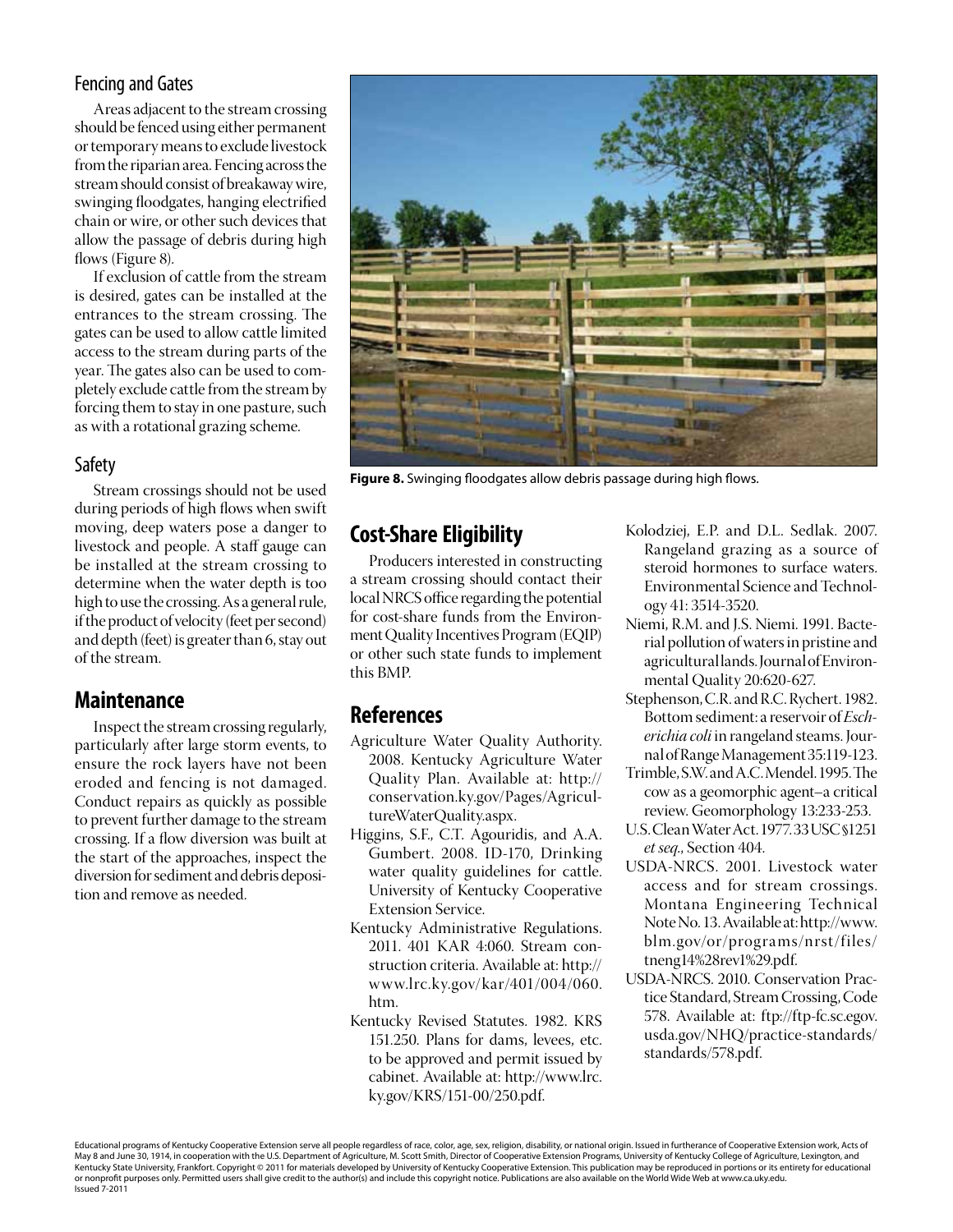### Fencing and Gates

Areas adjacent to the stream crossing should be fenced using either permanent or temporary means to exclude livestock from the riparian area. Fencing across the stream should consist of breakaway wire, swinging floodgates, hanging electrified chain or wire, or other such devices that allow the passage of debris during high flows (Figure 8).

If exclusion of cattle from the stream is desired, gates can be installed at the entrances to the stream crossing. The gates can be used to allow cattle limited access to the stream during parts of the year. The gates also can be used to completely exclude cattle from the stream by forcing them to stay in one pasture, such as with a rotational grazing scheme.

### Safety

Stream crossings should not be used during periods of high flows when swift moving, deep waters pose a danger to livestock and people. A staff gauge can be installed at the stream crossing to determine when the water depth is too high to use the crossing. As a general rule, if the product of velocity (feet per second) and depth (feet) is greater than 6, stay out of the stream.

**Figure 8.** Swinging floodgates allow debris passage during high flows.

## Maintenance

Inspect the stream crossing regularly, particularly after large storm events, to ensure the rock layers have not been eroded and fencing is not damaged. Conduct repairs as quickly as possible to prevent further damage to the stream crossing. If a flow diversion was built at the start of the approaches, inspect the diversion for sediment and debris deposition and remove as needed.

## Cost-Share Eligibility

Producers interested in constructing a stream crossing should contact their local NRCS office regarding the potential for cost-share funds from the Environment Quality Incentives Program (EQIP) or other such state funds to implement this BMP.

## References

Agriculture Water Quality Authority. 2008. Kentucky Agriculture Water Quality Plan. Available at: http://conservation.ky.gov/Pages/AgricultureWaterQuality.aspx.

Higgins, S.F., C.T. Agouridis, and A.A. Gumbert. 2008. ID-170, Drinking water quality guidelines for cattle. University of Kentucky Cooperative Extension Service.

Kentucky Administrative Regulations. 2011. 401 KAR 4:060. Stream construction criteria. Available at: http://www.lrc.ky.gov/kar/401/004/060.htm.

Kentucky Revised Statutes. 1982. KRS 151.250. Plans for dams, levees, etc. to be approved and permit issued by cabinet. Available at: http://www.lrc.ky.gov/KRS/151-00/250.pdf.

Kolodziej, E.P. and D.L. Sedlak. 2007. Rangeland grazing as a source of steroid hormones to surface waters. Environmental Science and Technology 41: 3514-3520.

Niemi, R.M. and J.S. Niemi. 1991. Bacterial pollution of waters in pristine and agricultural lands. Journal of Environmental Quality 20:620-627.

Stephenson, C.R. and R.C. Rychert. 1982. Bottom sediment: a reservoir of *Escherichia coli* in rangeland steams. Journal of Range Management 35:119-123.

Trimble, S.W. and A.C. Mendel. 1995. The cow as a geomorphic agent–a critical review. Geomorphology 13:233-253.

U.S. Clean Water Act. 1977. 33 USC §1251 *et seq.*, Section 404.

USDA-NRCS. 2001. Livestock water access and for stream crossings. Montana Engineering Technical Note No. 13. Available at: http://www.blm.gov/or/programs/nrst/files/tneng14%28rev1%29.pdf.

USDA-NRCS. 2010. Conservation Practice Standard, Stream Crossing, Code 578. Available at: ftp://ftp-fc.sc.egov.usda.gov/NHQ/practice-standards/standards/578.pdf.

Educational programs of Kentucky Cooperative Extension serve all people regardless of race, color, age, sex, religion, disability, or national origin. Issued in furtherance of Cooperative Extension work, Acts of May 8 and June 30, 1914, in cooperation with the U.S. Department of Agriculture, M. Scott Smith, Director of Cooperative Extension Programs, University of Kentucky College of Agriculture, Lexington, and Kentucky State University, Frankfort. Copyright © 2011 for materials developed by University of Kentucky Cooperative Extension. This publication may be reproduced in portions or its entirety for educational or nonprofit purposes only. Permitted users shall give credit to the author(s) and include this copyright notice. Publications are also available on the World Wide Web at www.ca.uky.edu.
Issued 7-2011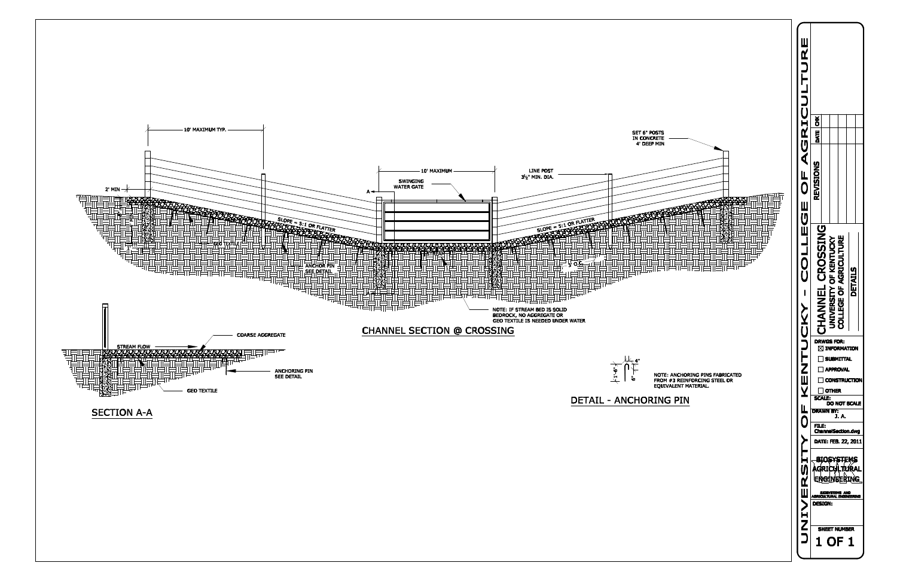10' MAXIMUM TYP.

SET 6" POSTS IN CONCRETE 4' DEEP MIN

10' MAXIMUM

LINE POST $3\frac{1}{2}$" MIN. DIA.

SWINGING WATER GATE

A

2' MIN

SLOPE = 5:1 OR FLATTER

SLOPE = 5:1 OR FLATTER

GEO TEXTILE

STREAM

ANCHOR PIN SEE DETAIL

3' O.C.

NOTE: IF STREAM BED IS SOLID BEDROCK, NO AGGREGATE OR GEO TEXTILE IS NEEDED UNDER WATER

## CHANNEL SECTION @ CROSSING

STREAM FLOW

COARSE AGGREGATE

ANCHORING PIN SEE DETAIL

GEO TEXTILE

## SECTION A-A

1'-6"

4"

6"

NOTE: ANCHORING PINS FABRICATED FROM #3 REINFORCING STEEL OR EQUIVALENT MATERIAL.

## DETAIL - ANCHORING PIN

UNIVERSITY OF KENTUCKY - COLLEGE OF AGRICULTURE

| REVISIONS | DATE | CHK |
|---|---|---|
| | | |

CHANNEL CROSSING
UNIVERSITY OF KENTUCKY
COLLEGE OF AGRICULTURE
DETAILS

DRWGS FOR:
☒ INFORMATION
☐ SUBMITTAL
☐ APPROVAL
☐ CONSTRUCTION
☐ OTHER

SCALE: DO NOT SCALE

DRAWN BY: J. A.

FILE: ChannelSection.dwg

DATE: FEB. 22, 2011

BIOSYSTEMS AGRICULTURAL ENGINEERING

BIOSYSTEMS AND AGRICULTURAL ENGINEERING

DESIGN:

SHEET NUMBER
1 OF 1